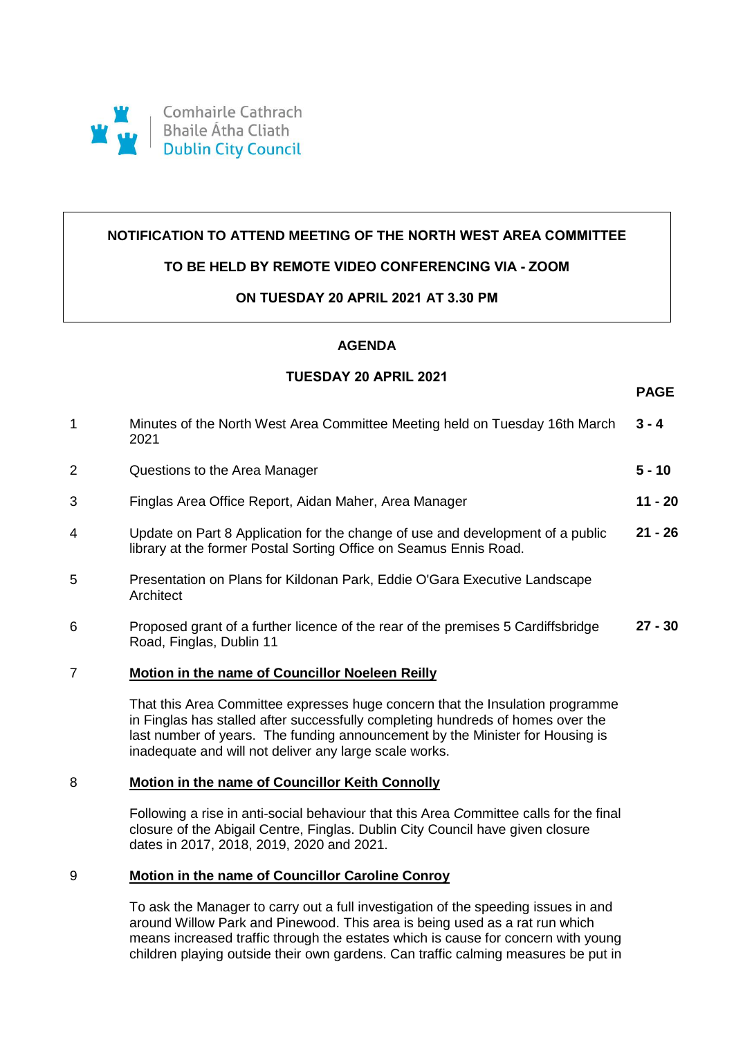Comhairle Cathrach
Bhaile Átha Cliath
Dublin City Council

**NOTIFICATION TO ATTEND MEETING OF THE NORTH WEST AREA COMMITTEE**

**TO BE HELD BY REMOTE VIDEO CONFERENCING VIA - ZOOM**

**ON TUESDAY 20 APRIL 2021 AT 3.30 PM**

## AGENDA

**TUESDAY 20 APRIL 2021**

| | | **PAGE** |
|---|---|---|
| 1 | Minutes of the North West Area Committee Meeting held on Tuesday 16th March 2021 | **3 - 4** |
| 2 | Questions to the Area Manager | **5 - 10** |
| 3 | Finglas Area Office Report, Aidan Maher, Area Manager | **11 - 20** |
| 4 | Update on Part 8 Application for the change of use and development of a public library at the former Postal Sorting Office on Seamus Ennis Road. | **21 - 26** |
| 5 | Presentation on Plans for Kildonan Park, Eddie O'Gara Executive Landscape Architect | |
| 6 | Proposed grant of a further licence of the rear of the premises 5 Cardiffsbridge Road, Finglas, Dublin 11 | **27 - 30** |

7 **Motion in the name of Councillor Noeleen Reilly**

That this Area Committee expresses huge concern that the Insulation programme in Finglas has stalled after successfully completing hundreds of homes over the last number of years. The funding announcement by the Minister for Housing is inadequate and will not deliver any large scale works.

8 **Motion in the name of Councillor Keith Connolly**

Following a rise in anti-social behaviour that this Area *Committee* calls for the final closure of the Abigail Centre, Finglas. Dublin City Council have given closure dates in 2017, 2018, 2019, 2020 and 2021.

9 **Motion in the name of Councillor Caroline Conroy**

To ask the Manager to carry out a full investigation of the speeding issues in and around Willow Park and Pinewood. This area is being used as a rat run which means increased traffic through the estates which is cause for concern with young children playing outside their own gardens. Can traffic calming measures be put in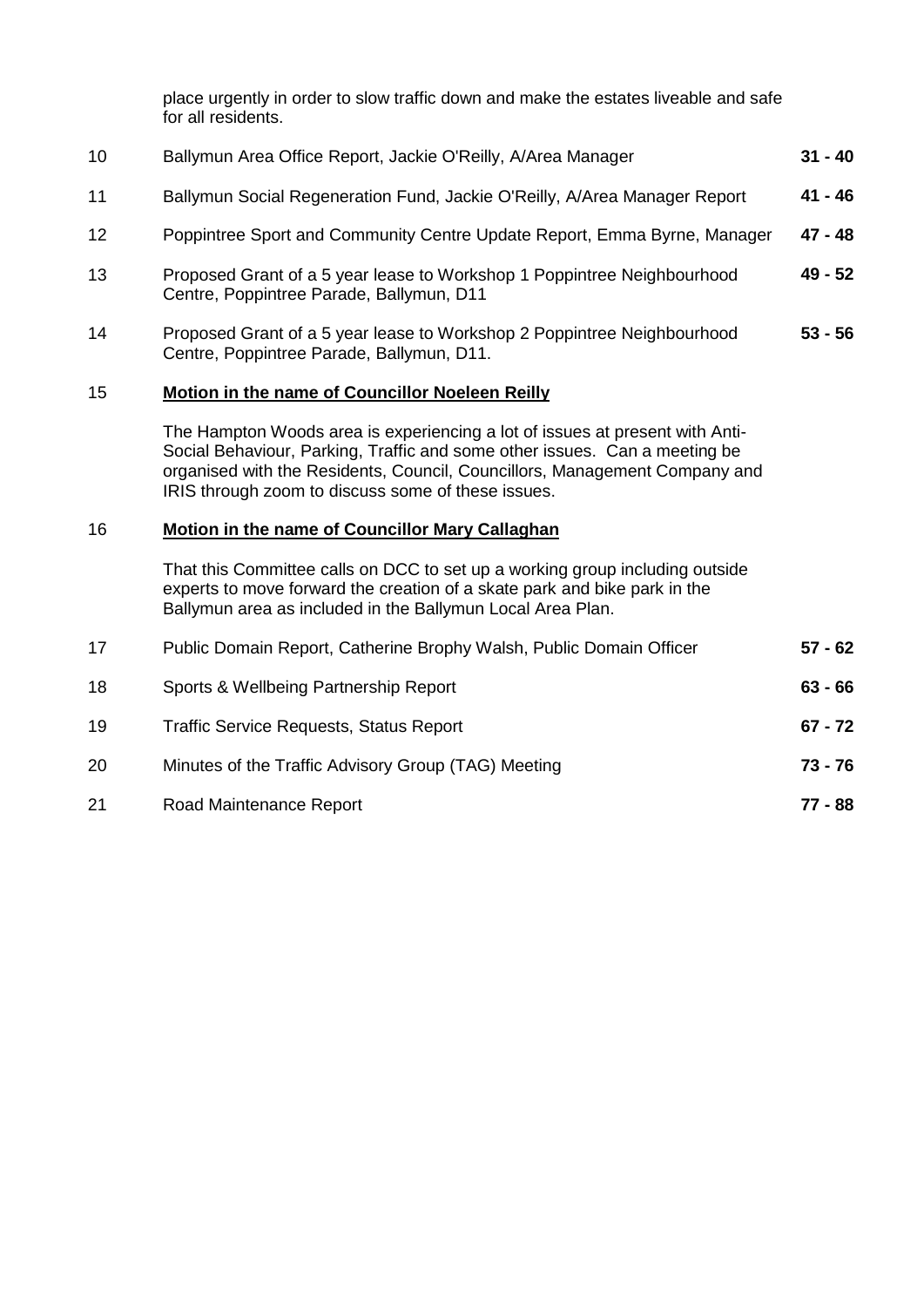place urgently in order to slow traffic down and make the estates liveable and safe for all residents.

| | | |
|---|---|---|
| 10 | Ballymun Area Office Report, Jackie O'Reilly, A/Area Manager | **31 - 40** |
| 11 | Ballymun Social Regeneration Fund, Jackie O'Reilly, A/Area Manager Report | **41 - 46** |
| 12 | Poppintree Sport and Community Centre Update Report, Emma Byrne, Manager | **47 - 48** |
| 13 | Proposed Grant of a 5 year lease to Workshop 1 Poppintree Neighbourhood Centre, Poppintree Parade, Ballymun, D11 | **49 - 52** |
| 14 | Proposed Grant of a 5 year lease to Workshop 2 Poppintree Neighbourhood Centre, Poppintree Parade, Ballymun, D11. | **53 - 56** |

15 **Motion in the name of Councillor Noeleen Reilly**

The Hampton Woods area is experiencing a lot of issues at present with Anti-Social Behaviour, Parking, Traffic and some other issues. Can a meeting be organised with the Residents, Council, Councillors, Management Company and IRIS through zoom to discuss some of these issues.

16 **Motion in the name of Councillor Mary Callaghan**

That this Committee calls on DCC to set up a working group including outside experts to move forward the creation of a skate park and bike park in the Ballymun area as included in the Ballymun Local Area Plan.

| | | |
|---|---|---|
| 17 | Public Domain Report, Catherine Brophy Walsh, Public Domain Officer | **57 - 62** |
| 18 | Sports & Wellbeing Partnership Report | **63 - 66** |
| 19 | Traffic Service Requests, Status Report | **67 - 72** |
| 20 | Minutes of the Traffic Advisory Group (TAG) Meeting | **73 - 76** |
| 21 | Road Maintenance Report | **77 - 88** |